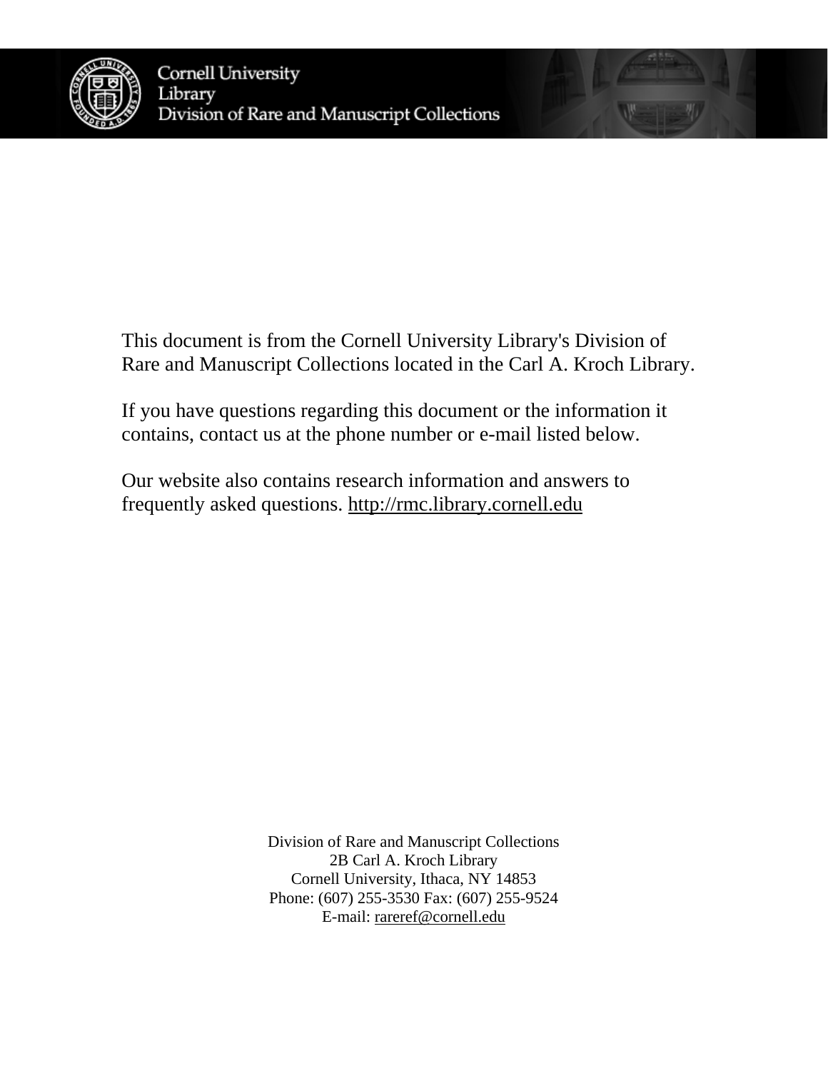Cornell University Library
Division of Rare and Manuscript Collections

This document is from the Cornell University Library's Division of Rare and Manuscript Collections located in the Carl A. Kroch Library.

If you have questions regarding this document or the information it contains, contact us at the phone number or e-mail listed below.

Our website also contains research information and answers to frequently asked questions. http://rmc.library.cornell.edu

Division of Rare and Manuscript Collections
2B Carl A. Kroch Library
Cornell University, Ithaca, NY 14853
Phone: (607) 255-3530 Fax: (607) 255-9524
E-mail: rareref@cornell.edu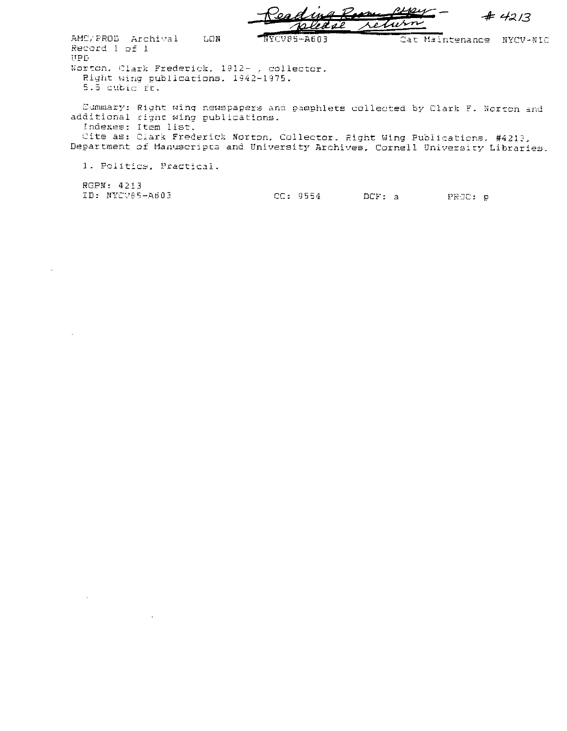Reading Room copy - please return                                        # 4213

AMC/PROD Archival     LON     NYCV85-A603     Cat Maintenance  NYCV-NIC
Record 1 of 1
UPD
Norton, Clark Frederick, 1912- , collector.
  Right wing publications, 1942-1975.
  5.5 cubic ft.

  Summary: Right wing newspapers and pamphlets collected by Clark F. Norton and additional right wing publications.
  Indexes: Item list.
  Cite as: Clark Frederick Norton, Collector. Right Wing Publications, #4213, Department of Manuscripts and University Archives, Cornell University Libraries.

  1. Politics, Practical.

  RGPN: 4213
  ID: NYCV85-A603     CC: 9554     DCF: a     PROC: p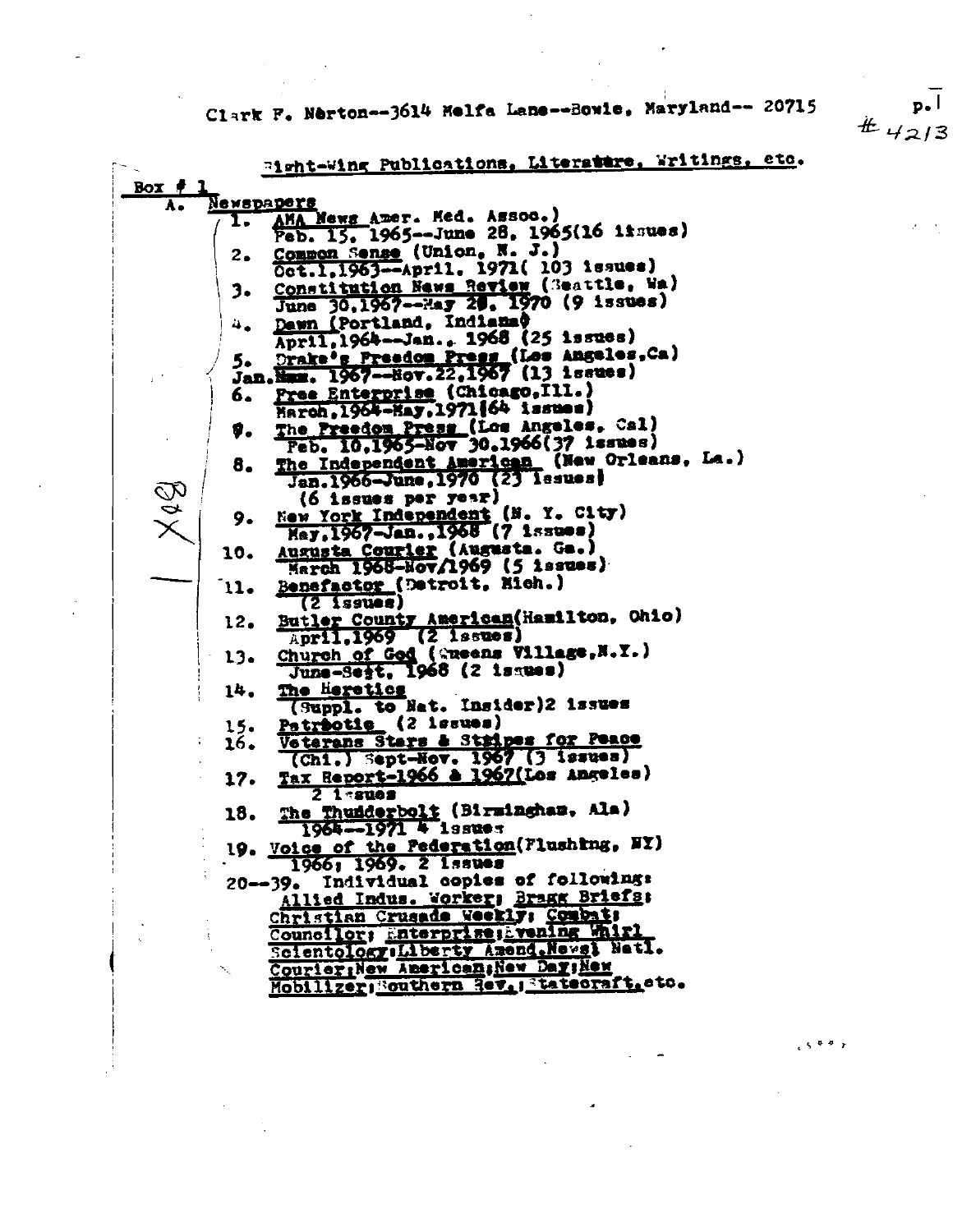Clark F. Norton--3614 Melfa Lane--Bowie, Maryland-- 20715

p.1
#4213

Right-Wing Publications, Literature, Writings, etc.

Box # 1

A. Newspapers

1. AMA News Amer. Med. Assoc.)
   Feb. 15. 1965--June 28. 1965(16 issues)
2. Common Sense (Union, N. J.)
   Oct.1,1963--April. 1971( 103 issues)
3. Constitution News Review (Seattle, Wa)
   June 30,1967--May 28, 1970 (9 issues)
4. Dawn (Portland, Indiana)
   April,1964--Jan.. 1968 (25 issues)
5. Drake's Freedom Press (Los Angeles,Ca)
   Jan. 1967--Nov.22,1967 (13 issues)
6. Free Enterprise (Chicago,Ill.)
   March,1964-May,1971(64 issues)
7. The Freedom Press (Los Angeles, Cal)
   Feb. 10,1965-Nov 30,1966(37 issues)
8. The Independent American (New Orleans, La.)
   Jan.1966-June,1970 (23 issues)
   (6 issues per year)
9. New York Independent (N. Y. City)
   May,1967-Jan.,1968 (7 issues)
10. Augusta Courier (Augusta. Ga.)
    March 1968-Nov/1969 (5 issues)
11. Benefactor (Detroit, Mich.)
    (2 issues)
12. Butler County American(Hamilton, Ohio)
    April,1969 (2 issues)
13. Church of God (Queens Village,N.Y.)
    June-Sept, 1968 (2 issues)
14. The Heretics
    (Suppl. to Nat. Insider)2 issues
15. Patriotic (2 issues)
16. Veterans Stars & Stripes for Peace
    (Chi.) Sept-Nov. 1967 (3 issues)
17. Tax Report-1966 & 1967(Los Angeles)
    2 issues
18. The Thunderbolt (Birmingham, Ala)
    1964--1971 4 issues
19. Voice of the Federation(Flushing, NY)
    1966; 1969. 2 issues

20--39. Individual copies of following:
Allied Indus. Worker; Bragg Briefs; Christian Crusade Weekly; Combat; Councilor; Enterprise; Evening Whirl Scientology; Liberty Amend.News; Natl. Courier; New American; New Day; New Mobilizer; Southern Rev.; Statecraft, etc.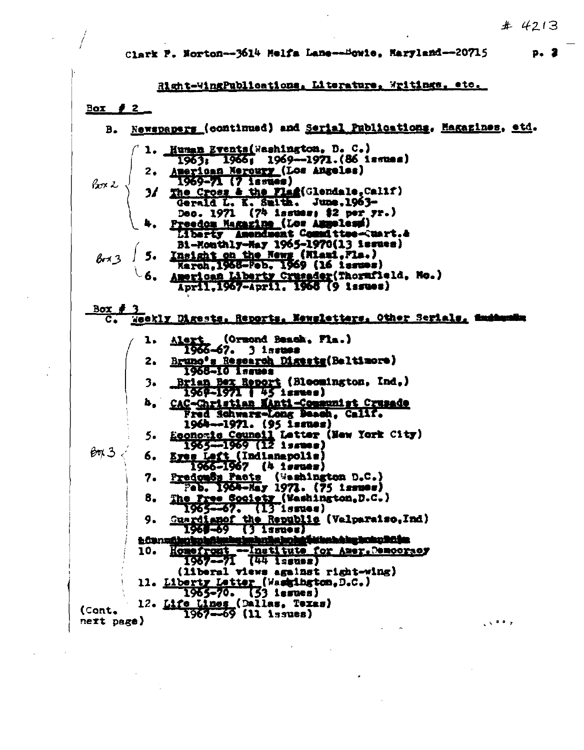\# 4213

Clark F. Norton--3614 Melfa Lane--Bowie, Maryland--20715

## Right-Wing Publications, Literature, Writings, etc.

**Box # 2**

B. Newspapers (continued) and Serial Publications, Magazines, etd.

Box 2:

1. Human Events (Washington, D. C.) 1963; 1966; 1969--1971. (86 issues)
2. American Mercury (Los Angeles) 1969-71 (7 issues)
3. The Cross & the Flag (Glendale, Calif) Gerald L. K. Smith. June, 1963- Dec. 1971 (74 issues; $2 per yr.)
4. Freedom Magazine (Los Angeles) Liberty Amendment Committee-Quart.& Bi-Monthly-May 1965-1970 (13 issues)

Box 3:

5. Insight on the News (Miami, Fla.) March, 1968-Feb. 1969 (16 issues)
6. American Liberty Crusader (Thornfield, Mo.) April, 1967-April, 1968 (9 issues)

**Box # 3**

C. Weekly Digests, Reports, Newsletters, Other Serials, ~~[illegible]~~

Box 3:

1. Alert (Ormond Beach, Fla.) 1966-67. 3 issues
2. Bruno's Research Digests (Baltimore) 1968-10 issues
3. Brian Bex Report (Bloomington, Ind.) 1969-1971 (45 issues)
4. CAC-Christian Anti-Communist Crusade Fred Schwarz-Long Beach, Calif. 1964--1971. (95 issues)
5. Economic Council Letter (New York City) 1965--1969 (12 issues)
6. Eyes Left (Indianapolis) 1966-1967 (4 issues)
7. Freedom's Facts (Washington D.C.) Feb. 1964-May 1971. (75 issues)
8. The Free Society (Washington, D.C.) 1965--67. (13 issues)
9. Guardians of the Republic (Valparaiso, Ind) 1968-69 (3 issues)

~~[illegible]~~

10. Homefront --Institute for Amer. Democracy 1967--71 (44 issues) (liberal views against right-wing)
11. Liberty Letter (Washington, D.C.) 1965-70. (53 issues)
12. Life Lines (Dallas, Texas) 1967--69 (11 issues)

(Cont. next page)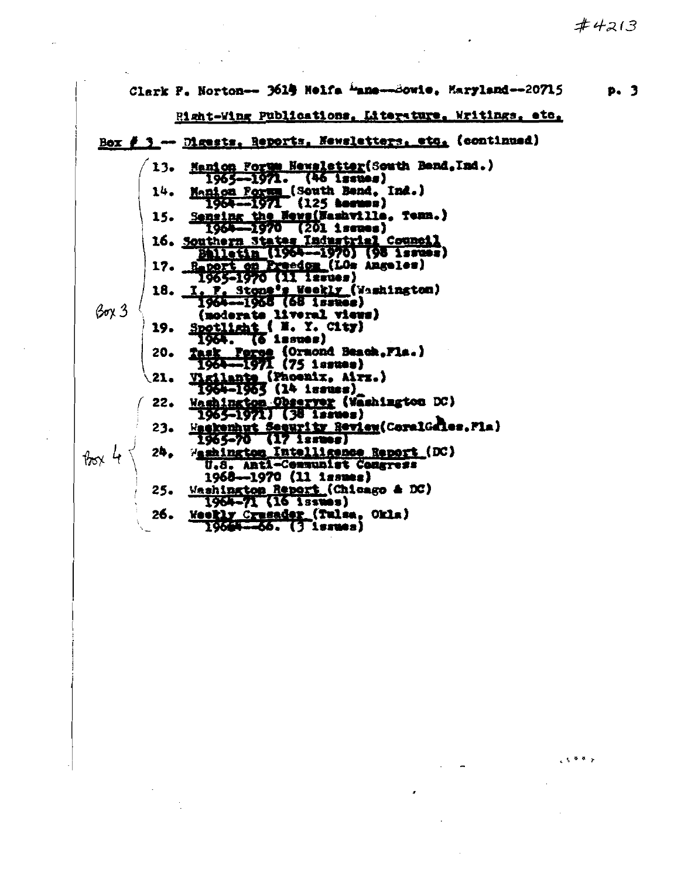#4213

Clark F. Norton-- 3619 Nelfa Lane--Bowie, Maryland--20715

Right-Wing Publications, Literature, Writings, etc.

Box # 3 -- Digests, Reports, Newsletters, etc. (continued)

Box 3

13. Manion Forum Newsletter(South Bend,Ind.)
    1965--1971. (46 issues)
14. Manion Forum (South Bend, Ind.)
    1964--1971 (125 issues)
15. Sensing the News(Nashville, Tenn.)
    1964--1970 (201 issues)
16. Southern States Industrial Council
    Bulletin (1964--1970) (98 issues)
17. Report on Freedom (LOs Angeles)
    1965-1970 (11 issues)
18. I. F. Stone's Weekly (Washington)
    1964--1968 (68 issues)
    (moderate liveral views)
19. Spotlight ( N. Y. City)
    1964. (6 issues)
20. Task Force (Ormond Beach,Fla.)
    1964--1971 (75 issues)
21. Vigilante (Phoenix, Airz.)
    1964-1965 (14 issues)

Box 4

22. Washington Observer (Washington DC)
    1965-1971) (38 issues)
23. Wackenhut Security Review(CoralGables,Fla)
    1965-70 (17 issues)
24. Washington Intelligence Report (DC)
    U.S. Anti-Communist Congress
    1968--1970 (11 issues)
25. Washington Report (Chicago & DC)
    1964-71 (16 issues)
26. Weekly Crusader (Tulsa, Okla)
    19664--66. (3 issues)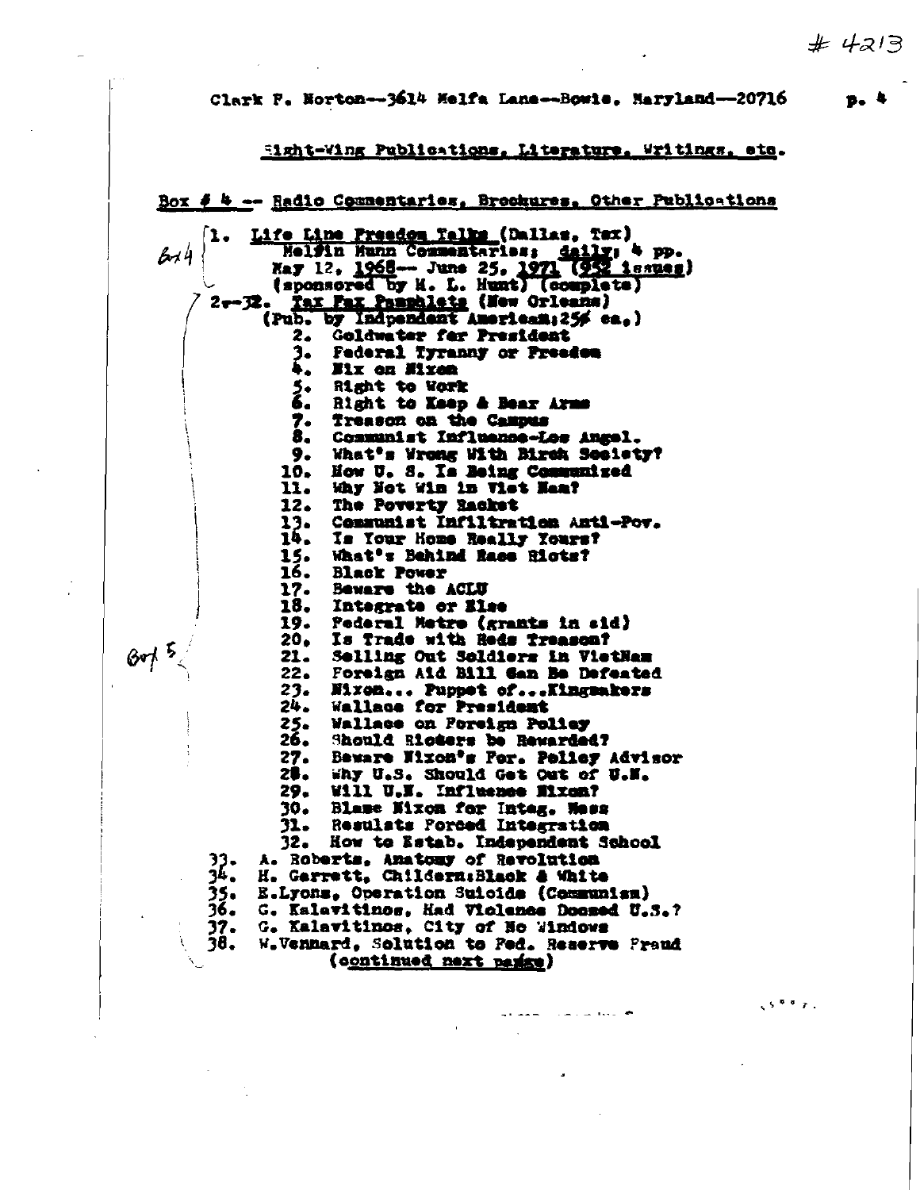\# 4213

Clark F. Norton--3614 Melfa Lane--Bowie, Maryland--20716

Right-Wing Publications, Literature, Writings, etc.

Box # 4 -- Radio Commentaries, Brochures, Other Publications

Box 4
1. Life Line Freedom Talks (Dallas, Tex)
   Melvin Munn Commentaries; daily; 4 pp.
   May 12, 1968-- June 25, 1971 (952 issues)
   (sponsored by H. L. Hunt) (complete)

Box 5
2--32. Tax Fax Pamphlets (New Orleans)
   (Pub. by Indpendent American; 25¢ ea.)
   2. Goldwater for President
   3. Federal Tyranny or Freedom
   4. Nix on Nixon
   5. Right to Work
   6. Right to Keep & Bear Arms
   7. Treason on the Campus
   8. Communist Influence-Los Angel.
   9. What's Wrong With Birch Society?
   10. How U. S. Is Being Communized
   11. Why Not Win in Viet Nam?
   12. The Poverty Racket
   13. Communist Infiltration Anti-Pov.
   14. Is Your Home Really Yours?
   15. What's Behind Race Riots?
   16. Black Power
   17. Beware the ACLU
   18. Integrate or Else
   19. Federal Metro (grants in aid)
   20. Is Trade with Reds Treason?
   21. Selling Out Soldiers in VietNam
   22. Foreign Aid Bill Can Be Defeated
   23. Nixon... Puppet of...Kingmakers
   24. Wallace for President
   25. Wallace on Foreign Policy
   26. Should Rioters be Rewarded?
   27. Beware Nixon's For. Policy Advisor
   28. Why U.S. Should Get Out of U.N.
   29. Will U.N. Influence Nixon?
   30. Blame Nixon for Integ. Mess
   31. Resulsts Forced Integration
   32. How to Estab. Independent School
33. A. Roberts, Anatomy of Revolution
34. H. Garrett, Childern:Black & White
35. E.Lyons, Operation Suicide (Communism)
36. G. Kalavitinos, Had Violence Doomed U.S.?
37. G. Kalavitinos, City of No Windows
38. W.Vennard, Solution to Fed. Reserve Fraud

(continued next page)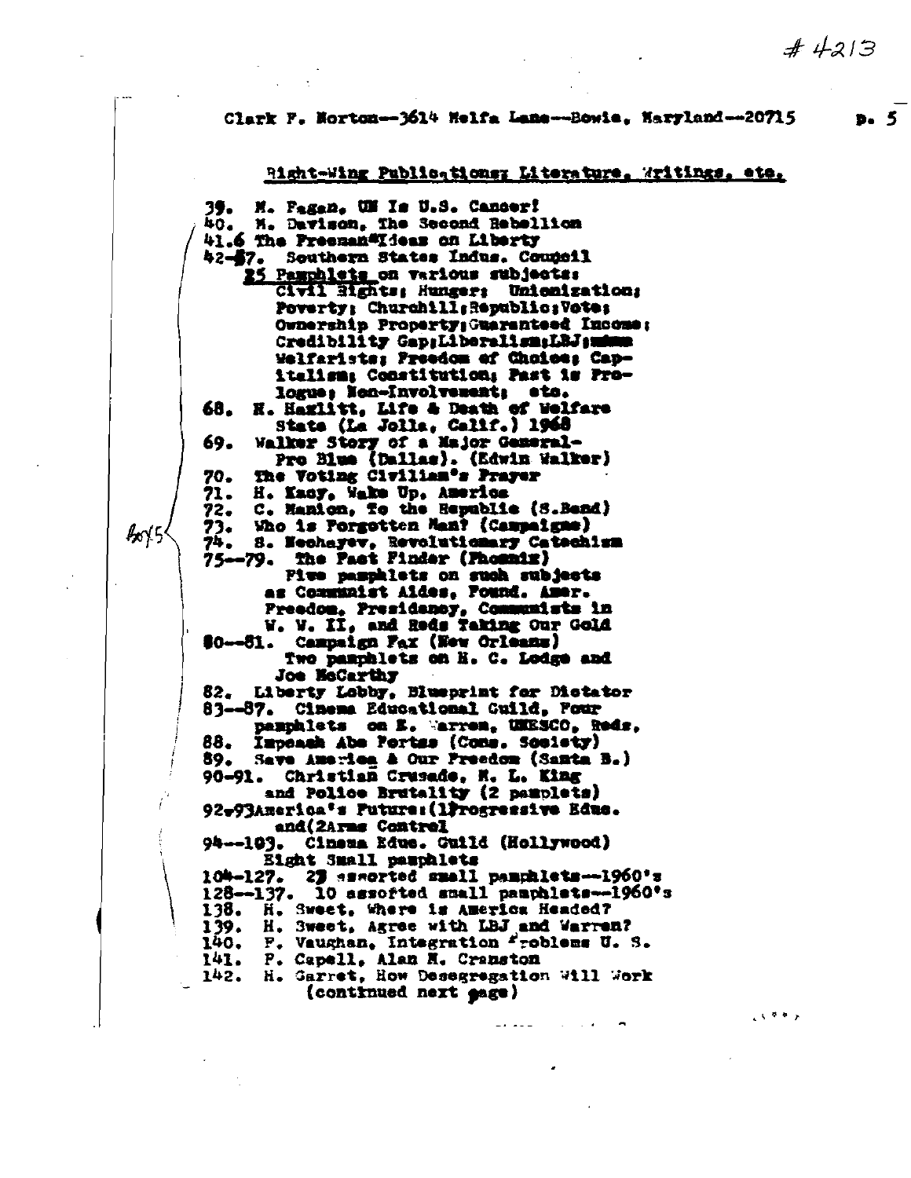#4213

Clark F. Norton--3614 Melfa Lane--Bowie, Maryland--20715

## Right-Wing Publications; Literature, Writings, etc.

39. M. Fagan, UN Is U.S. Cancer!
40. M. Davison, The Second Rebellion
41.6 The Freeman "Ideas on Liberty
42-67. Southern States Indus. Council
    25 Pamphlets on various subjects: Civil Rights; Hunger; Unionization; Poverty; Churchill; Republic; Vote; Ownership Property; Guaranteed Income; Credibility Gap; Liberalism; LBJ; Welfarists; Freedom of Choice; Capitalism; Constitution; Past is Prologue; Non-Involvement; etc.
68. H. Hazlitt, Life & Death of Welfare State (La Jolla, Calif.) 1968
69. Walker Story of a Major General-Pro Blue (Dallas). (Edwin Walker)
70. The Voting Civilian's Prayer
71. H. Kacy, Wake Up, America
72. C. Manion, To the Republic (S.Bend)
73. Who is Forgotten Man? (Campaigne)
74. S. Nechayev, Revolutionary Catechism
75--79. The Fact Finder (Phoenix)
    Five pamphlets on such subjects as Communist Aides, Found. Amer. Freedom, Presidency, Communists in W. W. II, and Reds Taking Our Gold
80--81. Campaign Fax (New Orleans)
    Two pamphlets on H. C. Lodge and Joe McCarthy
82. Liberty Lobby, Blueprint for Dictator
83--87. Cinema Educational Guild, Four pamphlets on E. Warren, UNESCO, Reds,
88. Impeach Abe Fortas (Cons. Society)
89. Save America & Our Freedom (Santa B.)
90-91. Christian Crusade, M. L. King and Police Brutality (2 pamplets)
92-93 America's Future: (1) Progressive Educ. and (2) Arms Control
94--103. Cinema Educ. Guild (Hollywood)
    Eight Small pamphlets
104-127. 23 assorted small pamphlets--1960's
128--137. 10 assorted small pamphlets--1960's
138. H. Sweet, Where is America Headed?
139. H. Sweet, Agree with LBJ and Warren?
140. F. Vaughan, Integration Problems U. S.
141. P. Capell, Alan M. Cranston
142. H. Garret, How Desegregation Will Work
    (continued next page)

Box 5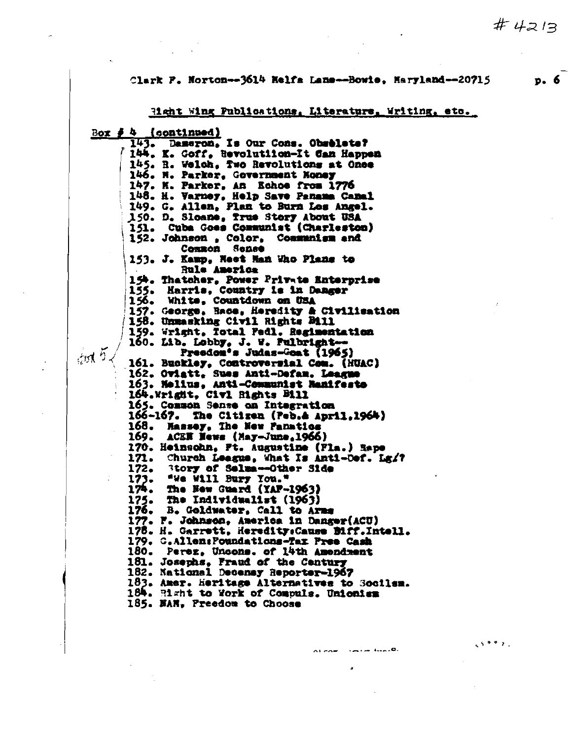#4213

Clark F. Norton--3614 Melfa Lane--Bowie, Maryland--20715

Right Wing Publications, Literature, Writing, etc.

Box # 4 (continued)

143. Dameron, Is Our Cons. Obsolete?
144. K. Goff, Revolution-It Can Happen
145. R. Welch, Two Revolutions at Once
146. M. Parker, Government Money
147. M. Parker, An Echoe from 1776
148. H. Varney, Help Save Panama Canal
149. G. Allen, Plan to Burn Los Angel.
150. D. Sloane, True Story About USA
151. Cuba Goes Communist (Charleston)
152. Johnson, Color, Communism and Common Sense
153. J. Kamp, Meet Man Who Plans to Rule America
154. Thatcher, Power Private Enterprise
155. Harris, Country is in Danger
156. White, Countdown on USA
157. George, Race, Heredity & Civilization
158. Unmasking Civil Rights Bill
159. Wright, Total Fedl. Regimentation
160. Lib. Lobby, J. W. Fulbright--Freedom's Judas-Goat (1965)

Box 5

161. Buckley, Controversial Com. (HUAC)
162. Oviatt, Sues Anti-Defam. League
163. Melius, Anti-Communist Manifesto
164. Wright, Civl Rights Bill
165. Common Sense on Integration
166-167. The Citizen (Feb.& April,1964)
168. Massey, The New Fanatics
169. ACEN News (May-June,1966)
170. Heinsohn, Ft. Augustine (Fla.) Rape
171. Church League, What Is Anti-Def. Lg/?
172. Story of Selma--Other Side
173. "We Will Bury You."
174. The New Guard (YAF-1963)
175. The Individualist (1963)
176. B. Goldwater, Call to Arms
177. F. Johnson, America in Danger(ACU)
178. H. Garrett, Heredity:Cause Diff.Intell.
179. G.Allen:Foundations-Tax Free Cash
180. Perez, Uncons. of 14th Amendment
181. Josephs, Fraud of the Century
182. National Decency Reporter-1967
183. Amer. Heritage Alternatives to Socilsm.
184. Right to Work of Compuls. Unionism
185. NAM, Freedom to Choose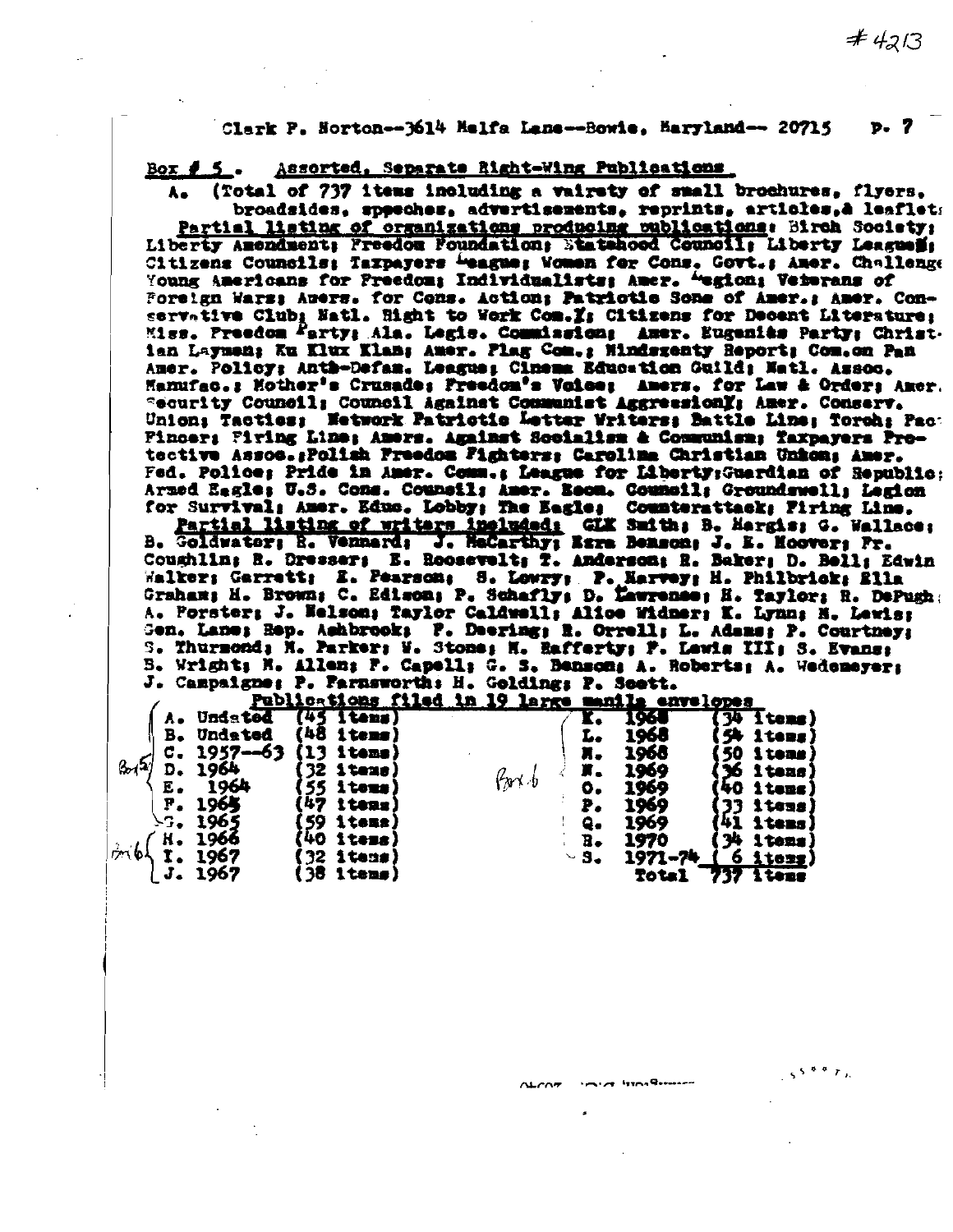#4213

Clark P. Norton--3614 Malfa Lane--Bowie, Maryland-- 20715 p. 7

## Box # 5. Assorted, Separate Right-Wing Publications

A. (Total of 737 items including a vairety of small brochures, flyers, broadsides, speeches, advertisements, reprints, articles,& leaflets

Partial listing of organizations producing publications: Birch Society; Liberty Amendment; Freedom Foundation; Statehood Council; Liberty Leagues; Citizens Councils; Taxpayers League; Women for Cons. Govt.; Amer. Challenge; Young Americans for Freedom; Individualists; Amer. Legion; Veterans of Foreign Wars; Amers. for Cons. Action; Patriotic Sons of Amer.; Amer. Conservative Club; Natl. Right to Work Com.; Citizens for Decent Literature; Miss. Freedom Party; Ala. Legis. Commission; Amer. Eugenics Party; Christian Layman; Ku Klux Klan; Amer. Flag Com.; Mindszenty Report; Com.on Pan Amer. Policy; Anti-Defam. League; Cinema Education Guild; Natl. Assoc. Manufac.; Mother's Crusade; Freedom's Voice; Amers. for Law & Order; Amer. Security Council; Council Against Communist Aggression; Amer. Conserv. Union; Tactics; Network Patriotic Letter Writers; Battle Line; Torch; Pac Pincer; Firing Line; Amers. Against Socialism & Communism; Taxpayers Protective Assoc.;Polish Freedom Fighters; Carolina Christian Union; Amer. Fed. Police; Pride in Amer. Comm.; League for Liberty;Guardian of Republic; Armed Eagle; U.S. Cons. Council; Amer. Econ. Council; Groundswell; Legion for Survival; Amer. Educ. Lobby; The Eagle; Counterattack; Firing Line.

Partial listing of writers included: GLK Smith; B. Hargis; G. Wallace; B. Goldwater; R. Vennard; J. McCarthy; Ezra Benson; J. E. Hoover; Fr. Coughlin; R. Dresser; E. Roosevelt; T. Anderson; R. Baker; D. Bell; Edwin Walker; Garrett; E. Pearson; S. Lowry; P. Harvey; H. Philbrick; Ella Graham; H. Brown; C. Edison; P. Schafly; D. Lawrence; H. Taylor; R. DePugh; A. Forster; J. Nelson; Taylor Caldwell; Alice Widner; K. Lynn; N. Lewis; Gen. Lane; Rep. Ashbrook; P. Deering; R. Orrell; L. Adams; P. Courtney; S. Thurmond; N. Parker; W. Stone; M. Rafferty; F. Lewis III; S. Evans; B. Wright; M. Allen; F. Capell; G. S. Benson; A. Roberts; A. Wedemeyer; J. Campaigne; P. Farnsworth; H. Golding; P. Scott.

Publications filed in 19 large manila envelopes

| Box | Envelope | Items | Box | Envelope | Items |
|---|---|---|---|---|---|
| Box 5 | A. Undated | (45 items) | Box 6 | K. 1968 | (34 items) |
| | B. Undated | (48 items) | | L. 1968 | (54 items) |
| | C. 1957--63 | (13 items) | | M. 1968 | (50 items) |
| | D. 1964 | (32 items) | | N. 1969 | (36 items) |
| | E. 1964 | (55 items) | | O. 1969 | (40 items) |
| | F. 1965 | (47 items) | | P. 1969 | (33 items) |
| | G. 1965 | (59 items) | | Q. 1969 | (41 items) |
| Box 6 | H. 1966 | (40 items) | | R. 1970 | (34 items) |
| | I. 1967 | (32 items) | | S. 1971-74 | (6 items) |
| | J. 1967 | (38 items) | | Total | 737 items |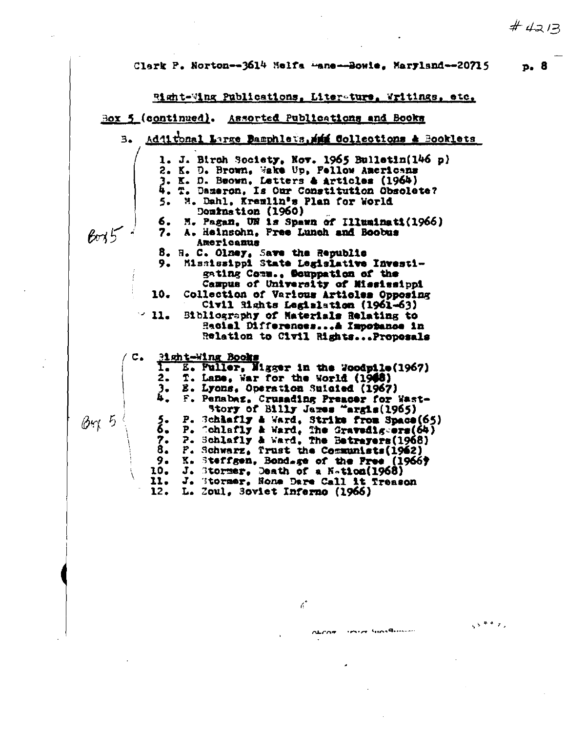#4213

Clark P. Norton--3614 Melfa Lane--Bowie, Maryland--20715

Right-Wing Publications, Literature, Writings, etc.

Box 5 (continued). Assorted Publications and Books

B. Additional Large Pamphlets, and Collections & Booklets

Box 5

1. J. Birch Society, Nov. 1965 Bulletin(146 p)
2. K. D. Brown, Wake Up, Fellow Americans
3. K. D. Brown, Letters & Articles (1964)
4. T. Dameron, Is Our Constitution Obsolete?
5. M. Dahl, Kremlin's Plan for World Domination (1960)
6. M. Pagan, UN is Spawn of Illuminati(1966)
7. A. Heinsohn, Free Lunch and Boobus Americanus
8. H. C. Olney, Save the Republic
9. Mississippi State Legislative Investigating Comm., Occupation of the Campus of University of Mississippi
10. Collection of Various Articles Opposing Civil Rights Legislation (1961-63)
11. Bibliography of Materials Relating to Racial Differences...& Impotance in Relation to Civil Rights...Proposals

C. Right-Wing Books

Box 5

1. E. Fuller, Nigger in the Woodpile(1967)
2. T. Lane, War for the World (1968)
3. E. Lyons, Operation Suicide (1967)
4. F. Penabaz, Crusading Preacer for West-Story of Billy James Hargis(1965)
5. P. Schlafly & Ward, Strike from Space(65)
6. P. Schlafly & Ward, The Gravediggers(64)
7. P. Schlafly & Ward, The Betrayers(1968)
8. F. Schwarz, Trust the Communists(1962)
9. K. Steffgen, Bondage of the Free (1966)
10. J. Stormer, Death of a Nation(1968)
11. J. Stormer, None Dare Call it Treason
12. L. Zoul, Soviet Inferno (1966)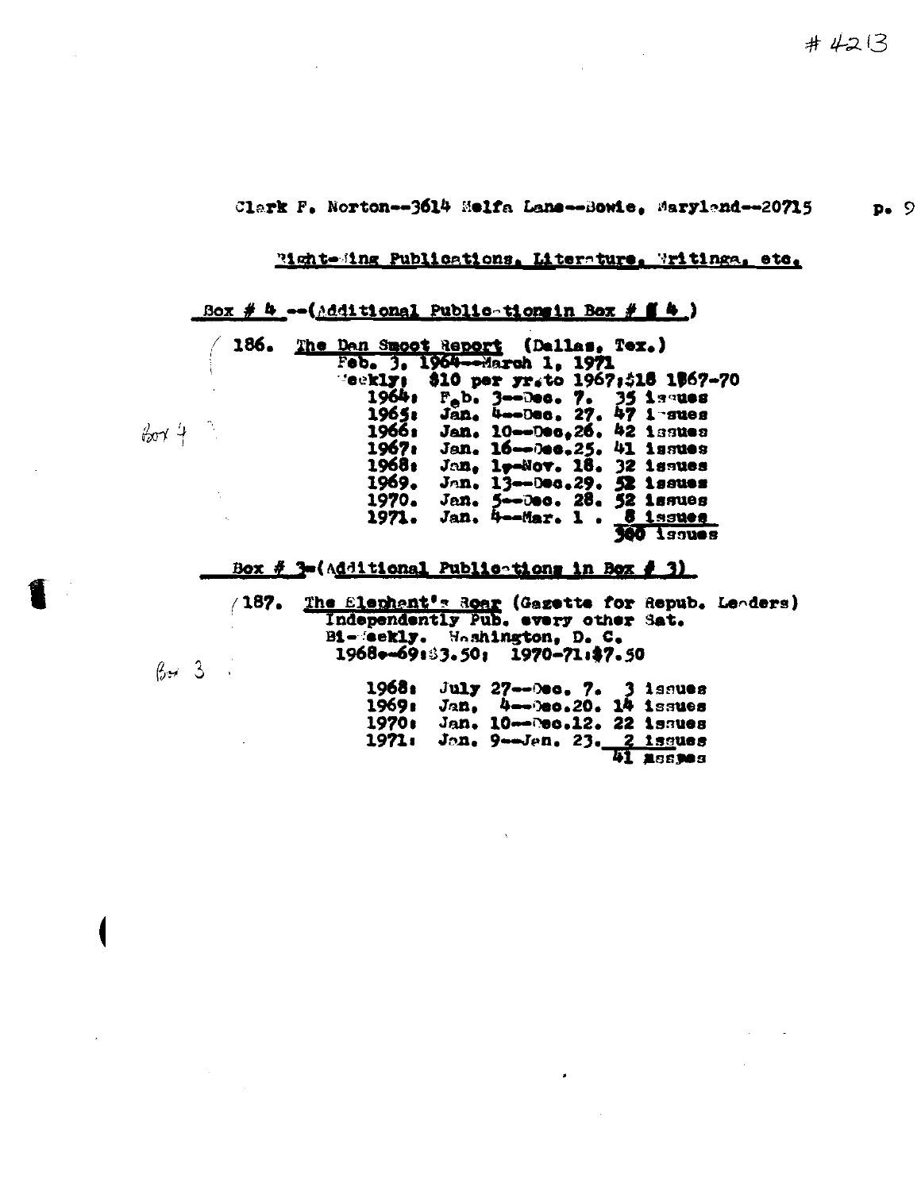#4213

Clark F. Norton--3614 Melfa Lane--Bowie, Maryland--20715

Right-Wing Publications, Literature, Writings, etc.

Box # 4 --(Additional Publications in Box # 4)

186. The Dan Smoot Report (Dallas, Tex.)
Feb. 3, 1964--March 1, 1971
Weekly; $10 per yr. to 1967; $18 1967-70

Box 4

| | | |
|---|---|---|
| 1964: | Feb. 3--Dec. 7. | 35 issues |
| 1965: | Jan. 4--Dec. 27. | 47 issues |
| 1966: | Jan. 10--Dec. 26. | 42 issues |
| 1967: | Jan. 16--Dec. 25. | 41 issues |
| 1968: | Jan. 1--Nov. 18. | 32 issues |
| 1969. | Jan. 13--Dec. 29. | 52 issues |
| 1970. | Jan. 5--Dec. 28. | 52 issues |
| 1971. | Jan. 4--Mar. 1. | 8 issues |
| | | 300 issues |

Box # 3-(Additional Publications in Box # 3)

187. The Elephant's Roar (Gazette for Repub. Leaders)
Independently Pub. every other Sat.
Bi-Weekly. Washington, D. C.
1968--69: $3.50; 1970-71: $7.50

Box 3

| | | |
|---|---|---|
| 1968: | July 27--Dec. 7. | 3 issues |
| 1969: | Jan. 4--Dec. 20. | 14 issues |
| 1970: | Jan. 10--Dec. 12. | 22 issues |
| 1971: | Jan. 9--Jan. 23. | 2 issues |
| | | 41 issues |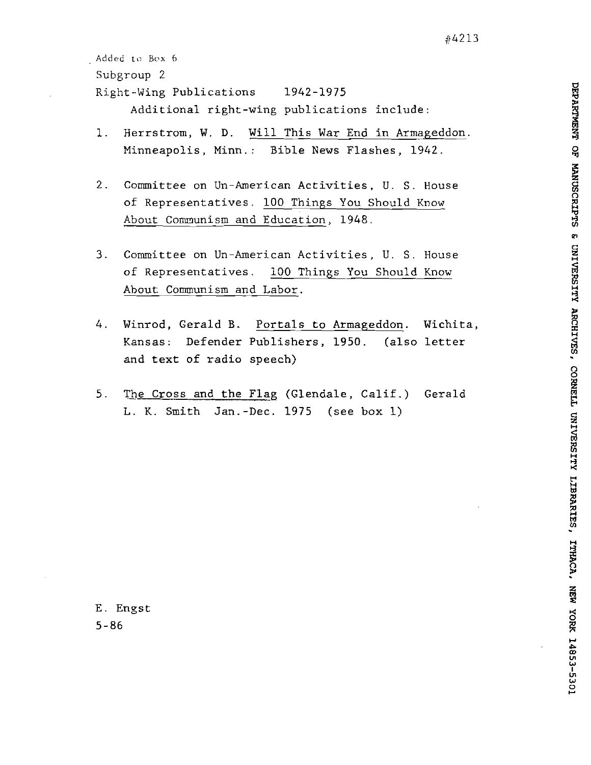#4213

Added to Box 6

Subgroup 2

Right-Wing Publications 1942-1975

Additional right-wing publications include:

1. Herrstrom, W. D. Will This War End in Armageddon. Minneapolis, Minn.: Bible News Flashes, 1942.

2. Committee on Un-American Activities, U. S. House of Representatives. 100 Things You Should Know About Communism and Education, 1948.

3. Committee on Un-American Activities, U. S. House of Representatives. 100 Things You Should Know About Communism and Labor.

4. Winrod, Gerald B. Portals to Armageddon. Wichita, Kansas: Defender Publishers, 1950. (also letter and text of radio speech)

5. The Cross and the Flag (Glendale, Calif.) Gerald L. K. Smith Jan.-Dec. 1975 (see box 1)

E. Engst

5-86

DEPARTMENT OF MANUSCRIPTS & UNIVERSITY ARCHIVES, CORNELL UNIVERSITY LIBRARIES, ITHACA, NEW YORK 14853-5301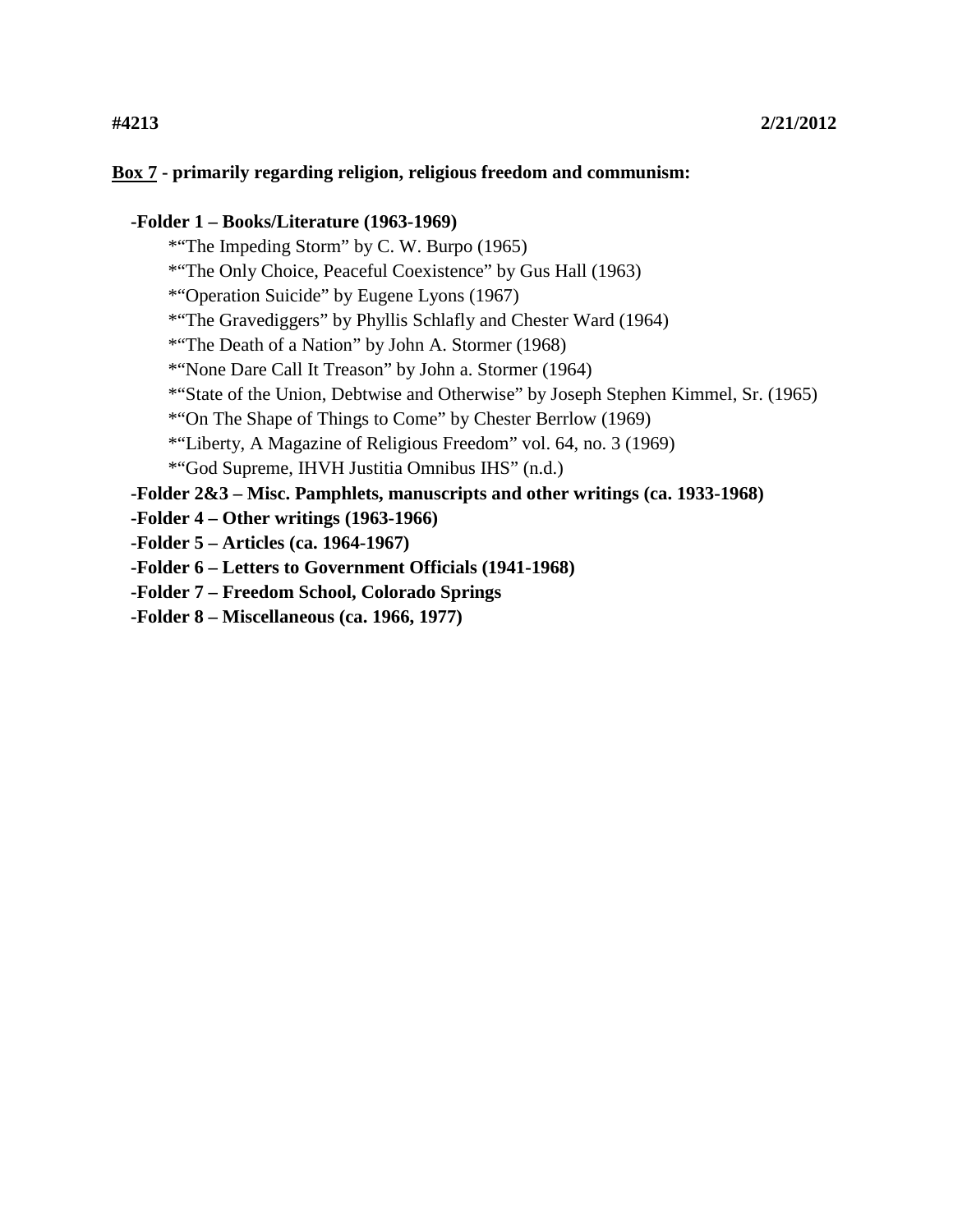**#4213** **2/21/2012**

**<u>Box 7</u> - primarily regarding religion, religious freedom and communism:**

**-Folder 1 – Books/Literature (1963-1969)**

*"The Impeding Storm" by C. W. Burpo (1965)
*"The Only Choice, Peaceful Coexistence" by Gus Hall (1963)
*"Operation Suicide" by Eugene Lyons (1967)
*"The Gravediggers" by Phyllis Schlafly and Chester Ward (1964)
*"The Death of a Nation" by John A. Stormer (1968)
*"None Dare Call It Treason" by John a. Stormer (1964)
*"State of the Union, Debtwise and Otherwise" by Joseph Stephen Kimmel, Sr. (1965)
*"On The Shape of Things to Come" by Chester Berrlow (1969)
*"Liberty, A Magazine of Religious Freedom" vol. 64, no. 3 (1969)
*"God Supreme, IHVH Justitia Omnibus IHS" (n.d.)

**-Folder 2&3 – Misc. Pamphlets, manuscripts and other writings (ca. 1933-1968)**

**-Folder 4 – Other writings (1963-1966)**

**-Folder 5 – Articles (ca. 1964-1967)**

**-Folder 6 – Letters to Government Officials (1941-1968)**

**-Folder 7 – Freedom School, Colorado Springs**

**-Folder 8 – Miscellaneous (ca. 1966, 1977)**